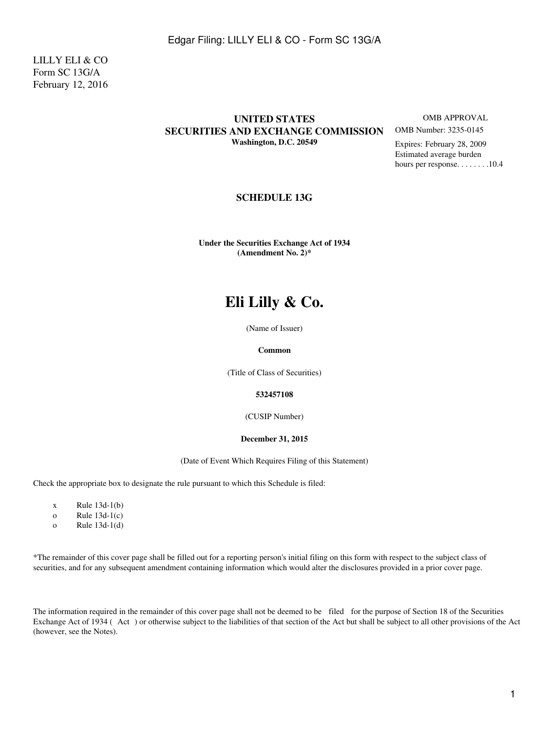LILLY ELI & CO
Form SC 13G/A
February 12, 2016

**UNITED STATES**
**SECURITIES AND EXCHANGE COMMISSION**
**Washington, D.C. 20549**

OMB APPROVAL
OMB Number: 3235-0145
Expires: February 28, 2009
Estimated average burden
hours per response. . . . . . . .10.4

## SCHEDULE 13G

**Under the Securities Exchange Act of 1934**
**(Amendment No. 2)***

# Eli Lilly & Co.

(Name of Issuer)

**Common**

(Title of Class of Securities)

**532457108**

(CUSIP Number)

**December 31, 2015**

(Date of Event Which Requires Filing of this Statement)

Check the appropriate box to designate the rule pursuant to which this Schedule is filed:

x Rule 13d-1(b)
o Rule 13d-1(c)
o Rule 13d-1(d)

*The remainder of this cover page shall be filled out for a reporting person's initial filing on this form with respect to the subject class of securities, and for any subsequent amendment containing information which would alter the disclosures provided in a prior cover page.

The information required in the remainder of this cover page shall not be deemed to be filed for the purpose of Section 18 of the Securities Exchange Act of 1934 ( Act ) or otherwise subject to the liabilities of that section of the Act but shall be subject to all other provisions of the Act (however, see the Notes).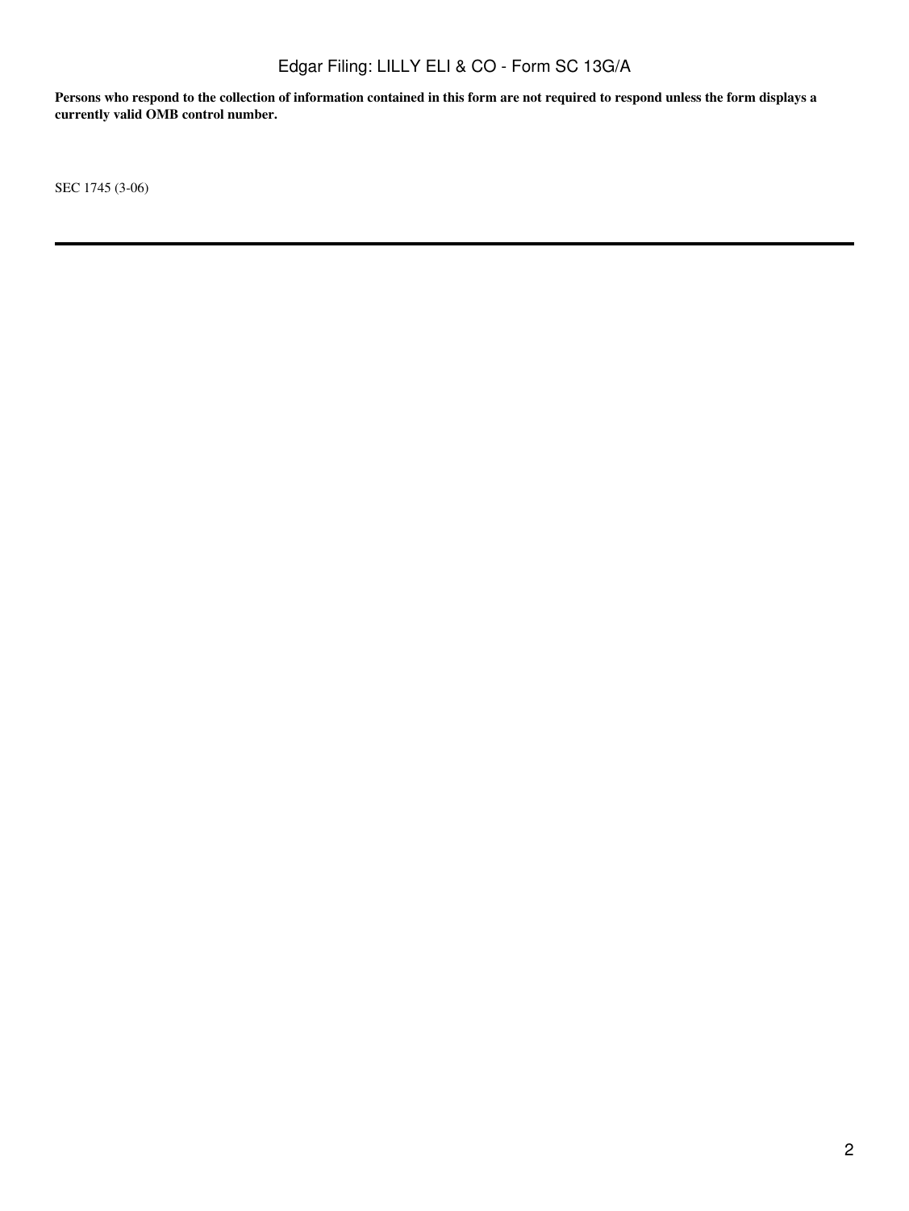**Persons who respond to the collection of information contained in this form are not required to respond unless the form displays a currently valid OMB control number.**

SEC 1745 (3-06)

---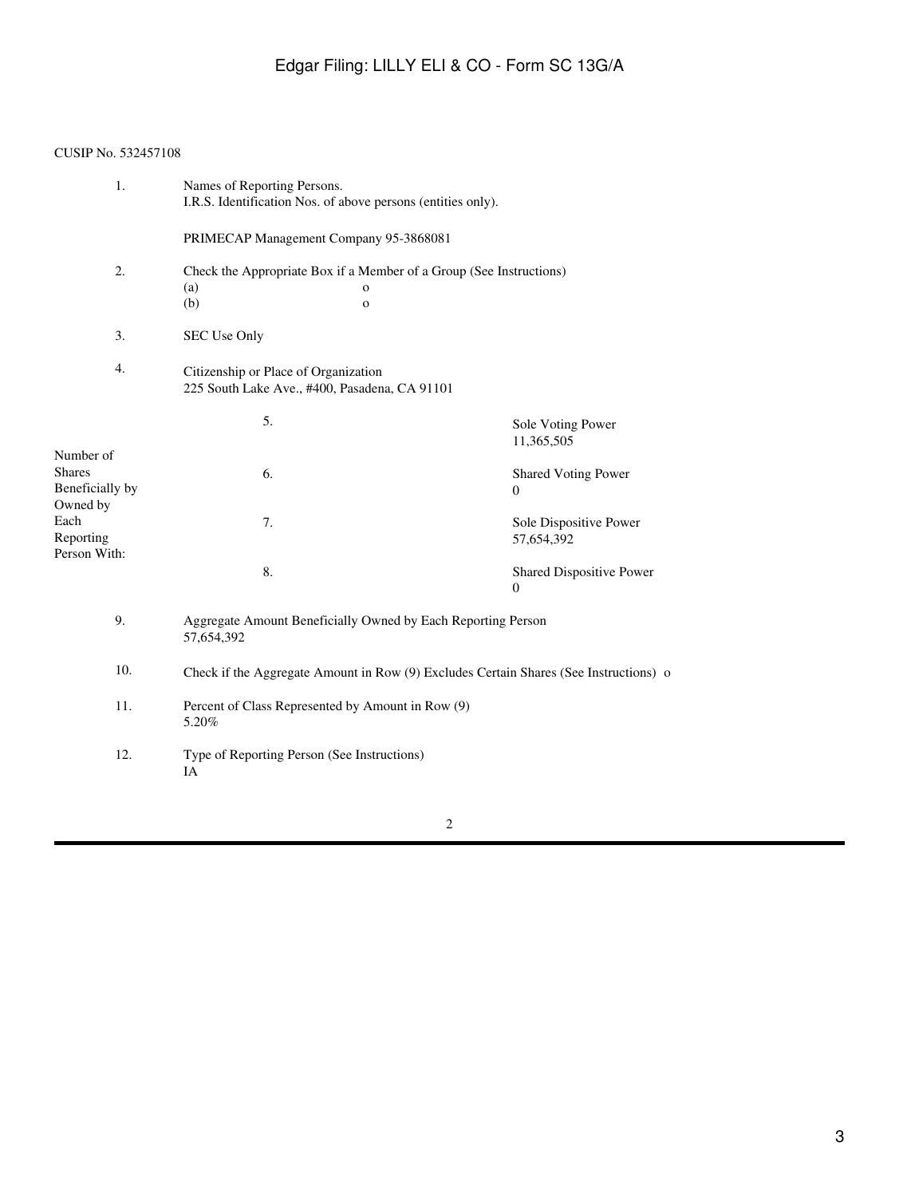CUSIP No. 532457108

| | | |
|---|---|---|
| 1. | Names of Reporting Persons.<br>I.R.S. Identification Nos. of above persons (entities only).<br><br>PRIMECAP Management Company 95-3868081 | |
| 2. | Check the Appropriate Box if a Member of a Group (See Instructions)<br>(a) o<br>(b) o | |
| 3. | SEC Use Only | |
| 4. | Citizenship or Place of Organization<br>225 South Lake Ave., #400, Pasadena, CA 91101 | |
| Number of Shares Beneficially by Owned by Each Reporting Person With: | 5. | Sole Voting Power<br>11,365,505 |
| | 6. | Shared Voting Power<br>0 |
| | 7. | Sole Dispositive Power<br>57,654,392 |
| | 8. | Shared Dispositive Power<br>0 |
| 9. | Aggregate Amount Beneficially Owned by Each Reporting Person<br>57,654,392 | |
| 10. | Check if the Aggregate Amount in Row (9) Excludes Certain Shares (See Instructions) o | |
| 11. | Percent of Class Represented by Amount in Row (9)<br>5.20% | |
| 12. | Type of Reporting Person (See Instructions)<br>IA | |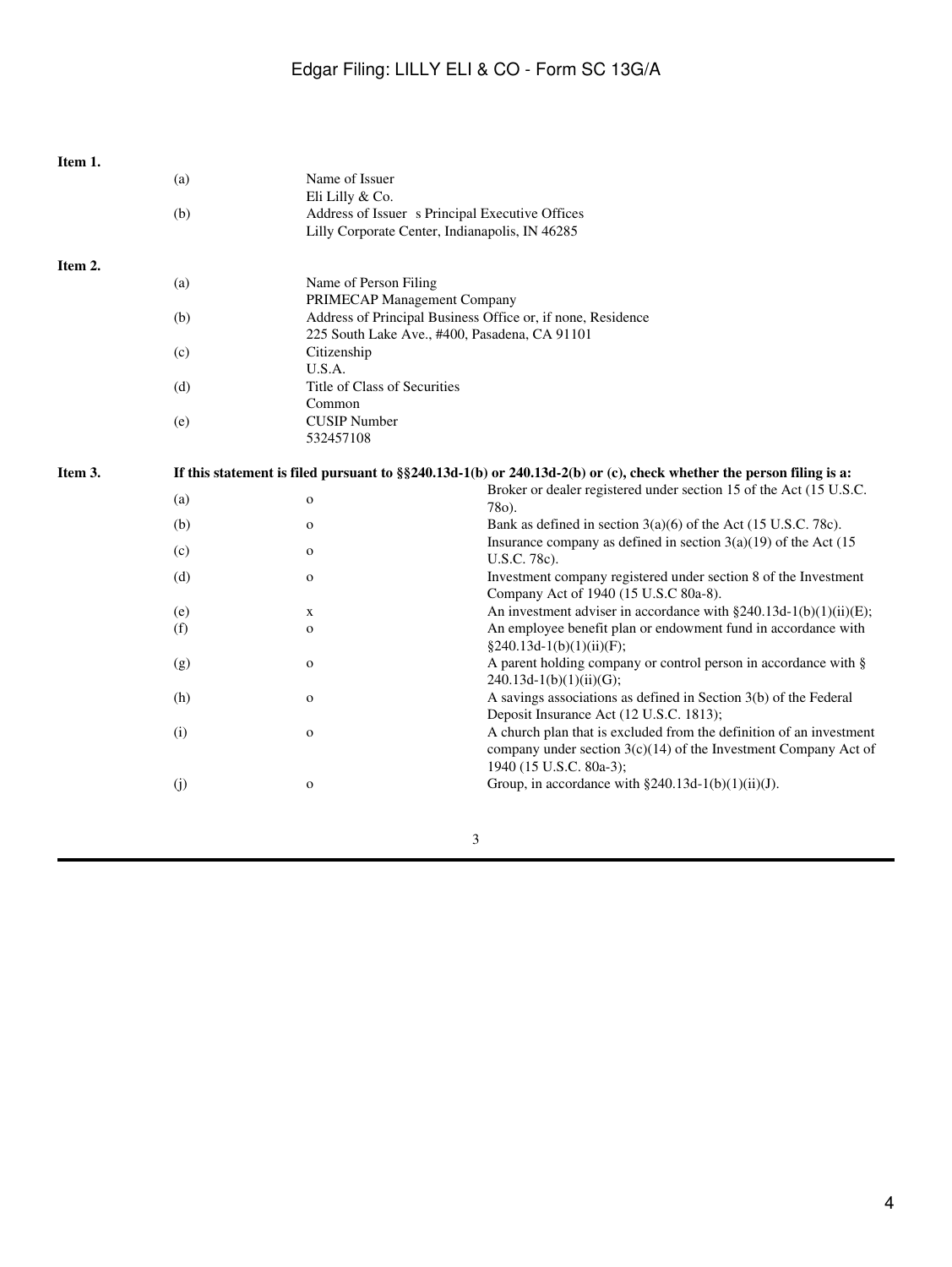**Item 1.**

| | | |
|---|---|---|
| (a) | Name of Issuer<br>Eli Lilly & Co. | |
| (b) | Address of Issuer s Principal Executive Offices<br>Lilly Corporate Center, Indianapolis, IN 46285 | |

**Item 2.**

| | | |
|---|---|---|
| (a) | Name of Person Filing<br>PRIMECAP Management Company | |
| (b) | Address of Principal Business Office or, if none, Residence<br>225 South Lake Ave., #400, Pasadena, CA 91101 | |
| (c) | Citizenship<br>U.S.A. | |
| (d) | Title of Class of Securities<br>Common | |
| (e) | CUSIP Number<br>532457108 | |

**Item 3. If this statement is filed pursuant to §§240.13d-1(b) or 240.13d-2(b) or (c), check whether the person filing is a:**

| | | |
|---|---|---|
| (a) | o | Broker or dealer registered under section 15 of the Act (15 U.S.C. 78o). |
| (b) | o | Bank as defined in section 3(a)(6) of the Act (15 U.S.C. 78c). |
| (c) | o | Insurance company as defined in section 3(a)(19) of the Act (15 U.S.C. 78c). |
| (d) | o | Investment company registered under section 8 of the Investment Company Act of 1940 (15 U.S.C 80a-8). |
| (e) | x | An investment adviser in accordance with §240.13d-1(b)(1)(ii)(E); |
| (f) | o | An employee benefit plan or endowment fund in accordance with §240.13d-1(b)(1)(ii)(F); |
| (g) | o | A parent holding company or control person in accordance with § 240.13d-1(b)(1)(ii)(G); |
| (h) | o | A savings associations as defined in Section 3(b) of the Federal Deposit Insurance Act (12 U.S.C. 1813); |
| (i) | o | A church plan that is excluded from the definition of an investment company under section 3(c)(14) of the Investment Company Act of 1940 (15 U.S.C. 80a-3); |
| (j) | o | Group, in accordance with §240.13d-1(b)(1)(ii)(J). |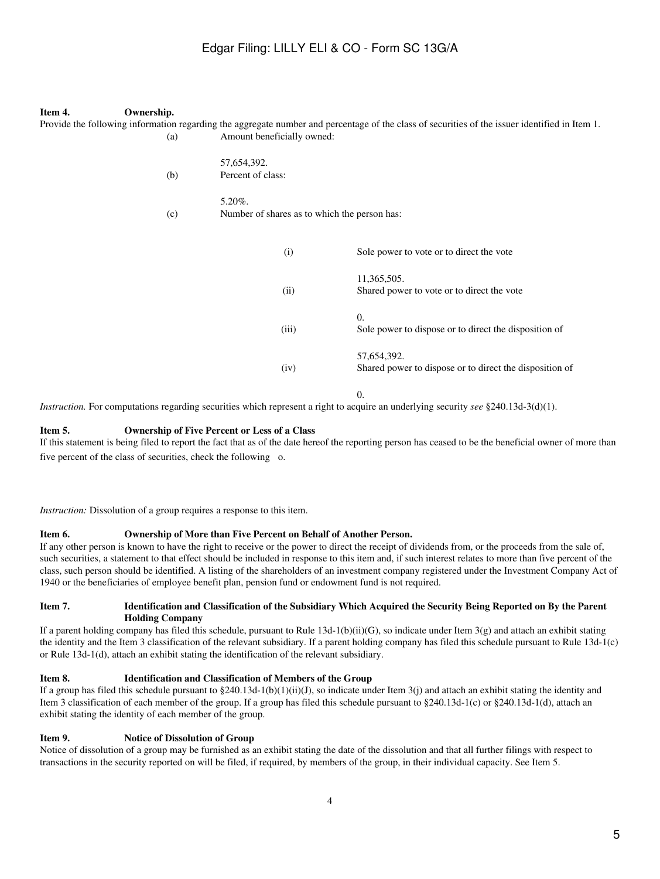**Item 4. Ownership.**

Provide the following information regarding the aggregate number and percentage of the class of securities of the issuer identified in Item 1.

(a) Amount beneficially owned:

57,654,392.

(b) Percent of class:

5.20%.

(c) Number of shares as to which the person has:

(i) Sole power to vote or to direct the vote

11,365,505.

(ii) Shared power to vote or to direct the vote

0.

(iii) Sole power to dispose or to direct the disposition of

57,654,392.

(iv) Shared power to dispose or to direct the disposition of

0.

*Instruction.* For computations regarding securities which represent a right to acquire an underlying security *see* §240.13d-3(d)(1).

**Item 5. Ownership of Five Percent or Less of a Class**

If this statement is being filed to report the fact that as of the date hereof the reporting person has ceased to be the beneficial owner of more than five percent of the class of securities, check the following o.

*Instruction:* Dissolution of a group requires a response to this item.

**Item 6. Ownership of More than Five Percent on Behalf of Another Person.**

If any other person is known to have the right to receive or the power to direct the receipt of dividends from, or the proceeds from the sale of, such securities, a statement to that effect should be included in response to this item and, if such interest relates to more than five percent of the class, such person should be identified. A listing of the shareholders of an investment company registered under the Investment Company Act of 1940 or the beneficiaries of employee benefit plan, pension fund or endowment fund is not required.

**Item 7. Identification and Classification of the Subsidiary Which Acquired the Security Being Reported on By the Parent Holding Company**

If a parent holding company has filed this schedule, pursuant to Rule 13d-1(b)(ii)(G), so indicate under Item 3(g) and attach an exhibit stating the identity and the Item 3 classification of the relevant subsidiary. If a parent holding company has filed this schedule pursuant to Rule 13d-1(c) or Rule 13d-1(d), attach an exhibit stating the identification of the relevant subsidiary.

**Item 8. Identification and Classification of Members of the Group**

If a group has filed this schedule pursuant to §240.13d-1(b)(1)(ii)(J), so indicate under Item 3(j) and attach an exhibit stating the identity and Item 3 classification of each member of the group. If a group has filed this schedule pursuant to §240.13d-1(c) or §240.13d-1(d), attach an exhibit stating the identity of each member of the group.

**Item 9. Notice of Dissolution of Group**

Notice of dissolution of a group may be furnished as an exhibit stating the date of the dissolution and that all further filings with respect to transactions in the security reported on will be filed, if required, by members of the group, in their individual capacity. See Item 5.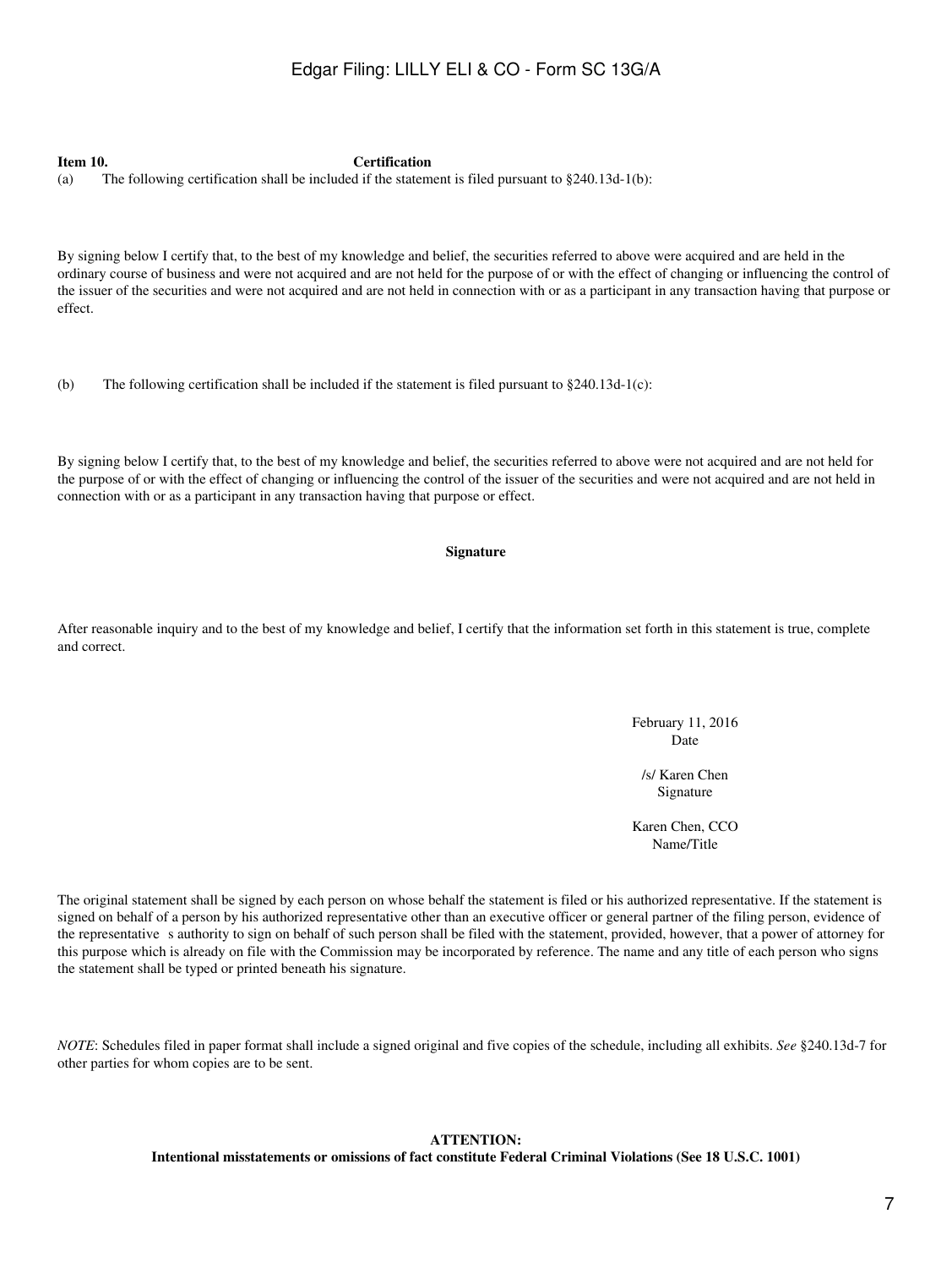**Item 10.** **Certification**

(a) The following certification shall be included if the statement is filed pursuant to §240.13d-1(b):

By signing below I certify that, to the best of my knowledge and belief, the securities referred to above were acquired and are held in the ordinary course of business and were not acquired and are not held for the purpose of or with the effect of changing or influencing the control of the issuer of the securities and were not acquired and are not held in connection with or as a participant in any transaction having that purpose or effect.

(b) The following certification shall be included if the statement is filed pursuant to §240.13d-1(c):

By signing below I certify that, to the best of my knowledge and belief, the securities referred to above were not acquired and are not held for the purpose of or with the effect of changing or influencing the control of the issuer of the securities and were not acquired and are not held in connection with or as a participant in any transaction having that purpose or effect.

**Signature**

After reasonable inquiry and to the best of my knowledge and belief, I certify that the information set forth in this statement is true, complete and correct.

February 11, 2016
Date

/s/ Karen Chen
Signature

Karen Chen, CCO
Name/Title

The original statement shall be signed by each person on whose behalf the statement is filed or his authorized representative. If the statement is signed on behalf of a person by his authorized representative other than an executive officer or general partner of the filing person, evidence of the representative s authority to sign on behalf of such person shall be filed with the statement, provided, however, that a power of attorney for this purpose which is already on file with the Commission may be incorporated by reference. The name and any title of each person who signs the statement shall be typed or printed beneath his signature.

*NOTE*: Schedules filed in paper format shall include a signed original and five copies of the schedule, including all exhibits. *See* §240.13d-7 for other parties for whom copies are to be sent.

**ATTENTION:**
**Intentional misstatements or omissions of fact constitute Federal Criminal Violations (See 18 U.S.C. 1001)**